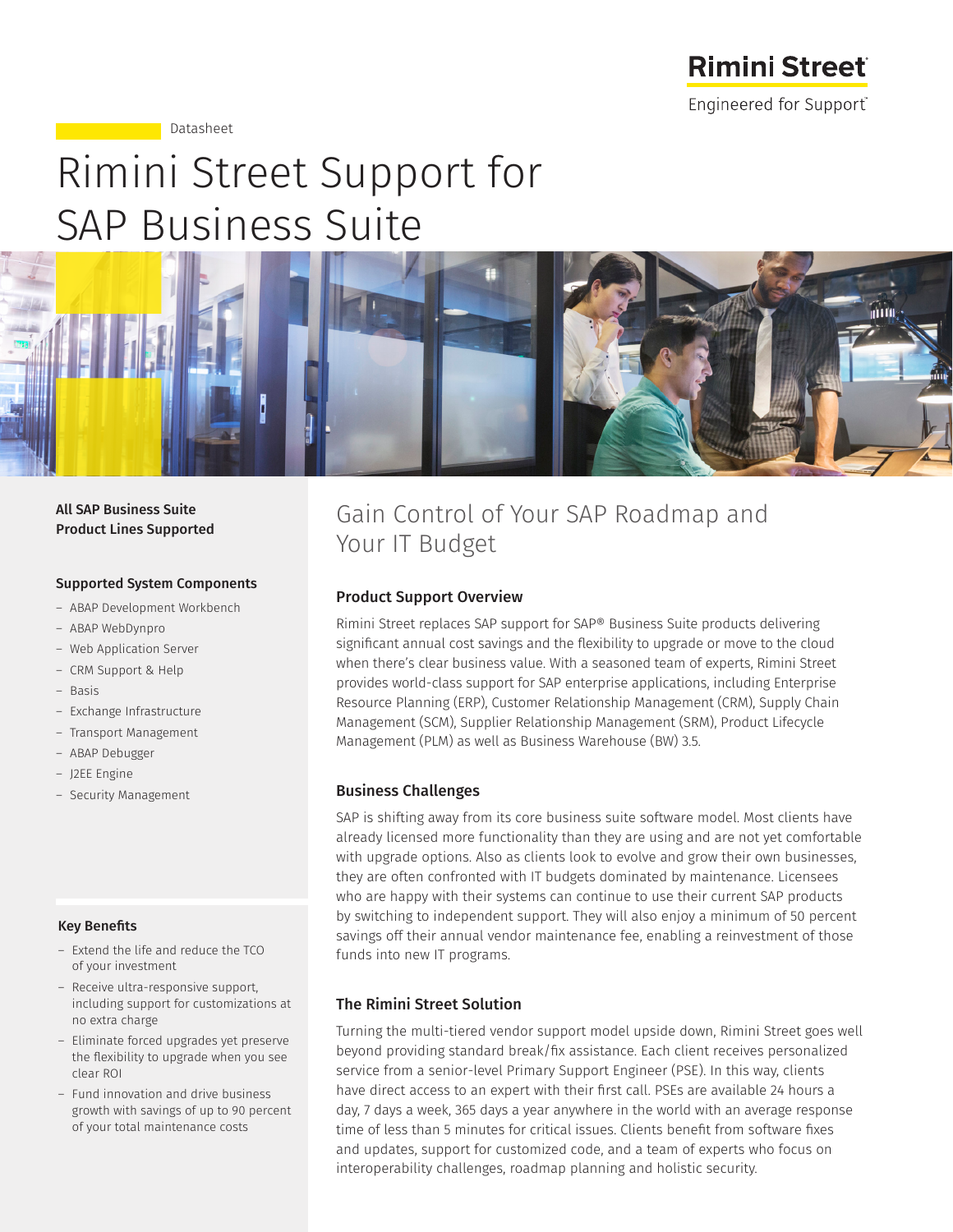Rimini Street

Engineered for Support

Datasheet

# Rimini Street Support for SAP Business Suite

**All SAP Business Suite Product Lines Supported**

**Supported System Components**

- ABAP Development Workbench
- ABAP WebDynpro
- Web Application Server
- CRM Support & Help
- Basis
- Exchange Infrastructure
- Transport Management
- ABAP Debugger
- J2EE Engine
- Security Management

**Key Benefits**

- Extend the life and reduce the TCO of your investment
- Receive ultra-responsive support, including support for customizations at no extra charge
- Eliminate forced upgrades yet preserve the flexibility to upgrade when you see clear ROI
- Fund innovation and drive business growth with savings of up to 90 percent of your total maintenance costs

## Gain Control of Your SAP Roadmap and Your IT Budget

### Product Support Overview

Rimini Street replaces SAP support for SAP® Business Suite products delivering significant annual cost savings and the flexibility to upgrade or move to the cloud when there's clear business value. With a seasoned team of experts, Rimini Street provides world-class support for SAP enterprise applications, including Enterprise Resource Planning (ERP), Customer Relationship Management (CRM), Supply Chain Management (SCM), Supplier Relationship Management (SRM), Product Lifecycle Management (PLM) as well as Business Warehouse (BW) 3.5.

### Business Challenges

SAP is shifting away from its core business suite software model. Most clients have already licensed more functionality than they are using and are not yet comfortable with upgrade options. Also as clients look to evolve and grow their own businesses, they are often confronted with IT budgets dominated by maintenance. Licensees who are happy with their systems can continue to use their current SAP products by switching to independent support. They will also enjoy a minimum of 50 percent savings off their annual vendor maintenance fee, enabling a reinvestment of those funds into new IT programs.

### The Rimini Street Solution

Turning the multi-tiered vendor support model upside down, Rimini Street goes well beyond providing standard break/fix assistance. Each client receives personalized service from a senior-level Primary Support Engineer (PSE). In this way, clients have direct access to an expert with their first call. PSEs are available 24 hours a day, 7 days a week, 365 days a year anywhere in the world with an average response time of less than 5 minutes for critical issues. Clients benefit from software fixes and updates, support for customized code, and a team of experts who focus on interoperability challenges, roadmap planning and holistic security.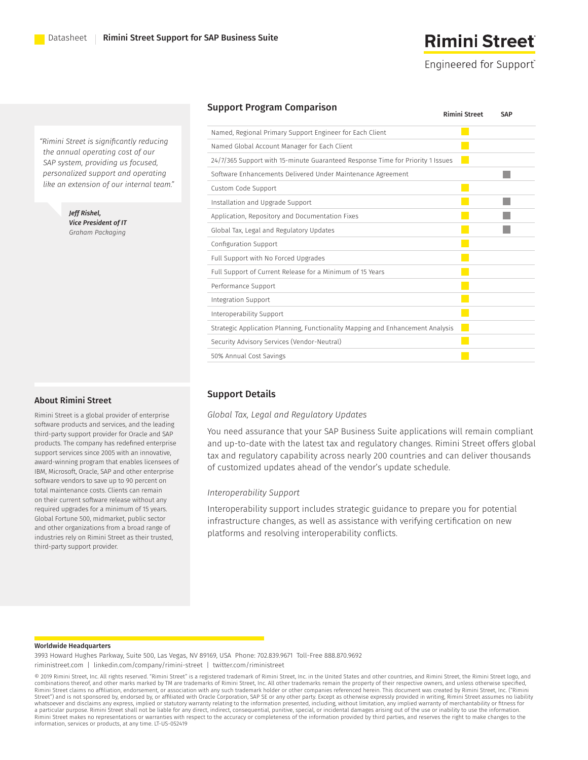## Support Program Comparison

| | Rimini Street | SAP |
|---|---|---|
| Named, Regional Primary Support Engineer for Each Client | ■ | |
| Named Global Account Manager for Each Client | ■ | |
| 24/7/365 Support with 15-minute Guaranteed Response Time for Priority 1 Issues | ■ | |
| Software Enhancements Delivered Under Maintenance Agreement | | ■ |
| Custom Code Support | ■ | |
| Installation and Upgrade Support | ■ | ■ |
| Application, Repository and Documentation Fixes | ■ | ■ |
| Global Tax, Legal and Regulatory Updates | ■ | ■ |
| Configuration Support | ■ | |
| Full Support with No Forced Upgrades | ■ | |
| Full Support of Current Release for a Minimum of 15 Years | ■ | |
| Performance Support | ■ | |
| Integration Support | ■ | |
| Interoperability Support | ■ | |
| Strategic Application Planning, Functionality Mapping and Enhancement Analysis | ■ | |
| Security Advisory Services (Vendor-Neutral) | ■ | |
| 50% Annual Cost Savings | ■ | |

*"Rimini Street is significantly reducing the annual operating cost of our SAP system, providing us focused, personalized support and operating like an extension of our internal team."*

***Jeff Rishel,***
***Vice President of IT***
*Graham Packaging*

## Support Details

*Global Tax, Legal and Regulatory Updates*

You need assurance that your SAP Business Suite applications will remain compliant and up-to-date with the latest tax and regulatory changes. Rimini Street offers global tax and regulatory capability across nearly 200 countries and can deliver thousands of customized updates ahead of the vendor's update schedule.

*Interoperability Support*

Interoperability support includes strategic guidance to prepare you for potential infrastructure changes, as well as assistance with verifying certification on new platforms and resolving interoperability conflicts.

## About Rimini Street

Rimini Street is a global provider of enterprise software products and services, and the leading third-party support provider for Oracle and SAP products. The company has redefined enterprise support services since 2005 with an innovative, award-winning program that enables licensees of IBM, Microsoft, Oracle, SAP and other enterprise software vendors to save up to 90 percent on total maintenance costs. Clients can remain on their current software release without any required upgrades for a minimum of 15 years. Global Fortune 500, midmarket, public sector and other organizations from a broad range of industries rely on Rimini Street as their trusted, third-party support provider.

**Worldwide Headquarters**

3993 Howard Hughes Parkway, Suite 500, Las Vegas, NV 89169, USA Phone: 702.839.9671 Toll-Free 888.870.9692

riministreet.com | linkedin.com/company/rimini-street | twitter.com/riministreet

© 2019 Rimini Street, Inc. All rights reserved. "Rimini Street" is a registered trademark of Rimini Street, Inc. in the United States and other countries, and Rimini Street, the Rimini Street logo, and combinations thereof, and other marks marked by TM are trademarks of Rimini Street, Inc. All other trademarks remain the property of their respective owners, and unless otherwise specified, Rimini Street claims no affiliation, endorsement, or association with any such trademark holder or other companies referenced herein. This document was created by Rimini Street, Inc. ("Rimini Street") and is not sponsored by, endorsed by, or affiliated with Oracle Corporation, SAP SE or any other party. Except as otherwise expressly provided in writing, Rimini Street assumes no liability whatsoever and disclaims any express, implied or statutory warranty relating to the information presented, including, without limitation, any implied warranty of merchantability or fitness for a particular purpose. Rimini Street shall not be liable for any direct, indirect, consequential, punitive, special, or incidental damages arising out of the use or inability to use the information. Rimini Street makes no representations or warranties with respect to the accuracy or completeness of the information provided by third parties, and reserves the right to make changes to the information, services or products, at any time. LT-US-052419